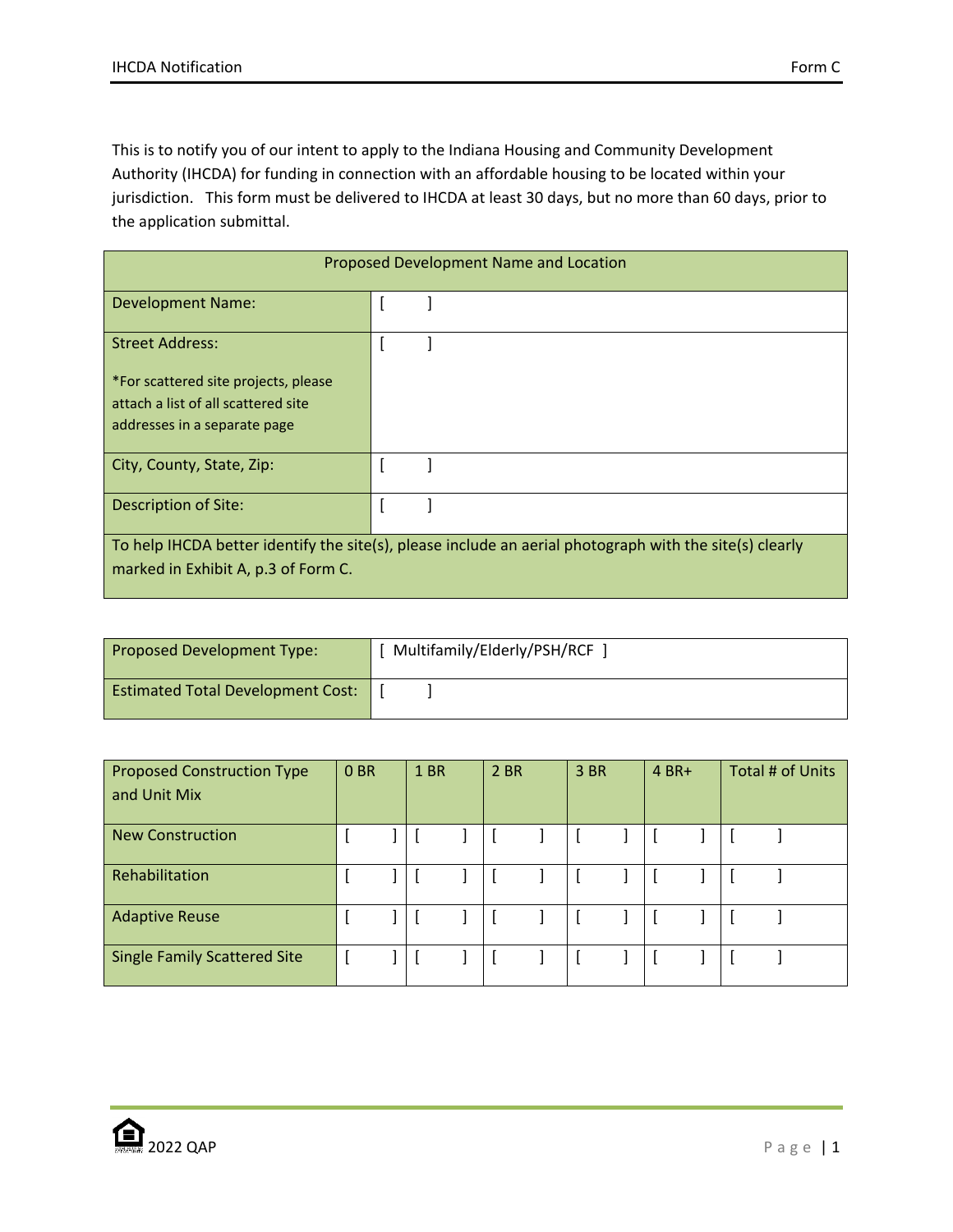This is to notify you of our intent to apply to the Indiana Housing and Community Development Authority (IHCDA) for funding in connection with an affordable housing to be located within your jurisdiction.   This form must be delivered to IHCDA at least 30 days, but no more than 60 days, prior to the application submittal.

| Proposed Development Name and Location | |
|---|---|
| Development Name: | [ ] |
| Street Address:<br><br>*For scattered site projects, please attach a list of all scattered site addresses in a separate page | [ ] |
| City, County, State, Zip: | [ ] |
| Description of Site: | [ ] |
| To help IHCDA better identify the site(s), please include an aerial photograph with the site(s) clearly marked in Exhibit A, p.3 of Form C. | |

| Proposed Development Type: | [ Multifamily/Elderly/PSH/RCF ] |
|---|---|
| Estimated Total Development Cost: | [ ] |

| Proposed Construction Type and Unit Mix | 0 BR | 1 BR | 2 BR | 3 BR | 4 BR+ | Total # of Units |
|---|---|---|---|---|---|---|
| New Construction | [ ] | [ ] | [ ] | [ ] | [ ] | [ ] |
| Rehabilitation | [ ] | [ ] | [ ] | [ ] | [ ] | [ ] |
| Adaptive Reuse | [ ] | [ ] | [ ] | [ ] | [ ] | [ ] |
| Single Family Scattered Site | [ ] | [ ] | [ ] | [ ] | [ ] | [ ] |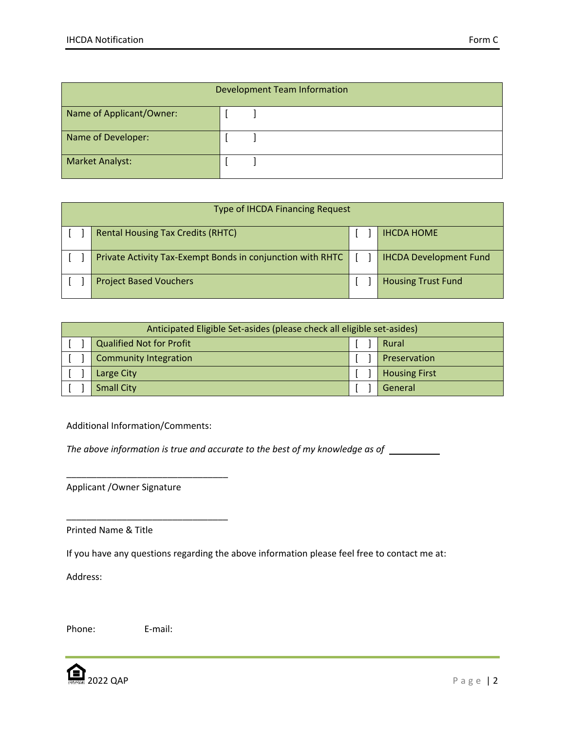| Development Team Information | |
|---|---|
| Name of Applicant/Owner: | [ ] |
| Name of Developer: | [ ] |
| Market Analyst: | [ ] |

| Type of IHCDA Financing Request | | | |
|---|---|---|---|
| [ ] | Rental Housing Tax Credits (RHTC) | [ ] | IHCDA HOME |
| [ ] | Private Activity Tax-Exempt Bonds in conjunction with RHTC | [ ] | IHCDA Development Fund |
| [ ] | Project Based Vouchers | [ ] | Housing Trust Fund |

| Anticipated Eligible Set-asides (please check all eligible set-asides) | | | |
|---|---|---|---|
| [ ] | Qualified Not for Profit | [ ] | Rural |
| [ ] | Community Integration | [ ] | Preservation |
| [ ] | Large City | [ ] | Housing First |
| [ ] | Small City | [ ] | General |

Additional Information/Comments:

*The above information is true and accurate to the best of my knowledge as of* __________

________________________________

Applicant /Owner Signature

________________________________

Printed Name & Title

If you have any questions regarding the above information please feel free to contact me at:

Address:

Phone: E-mail: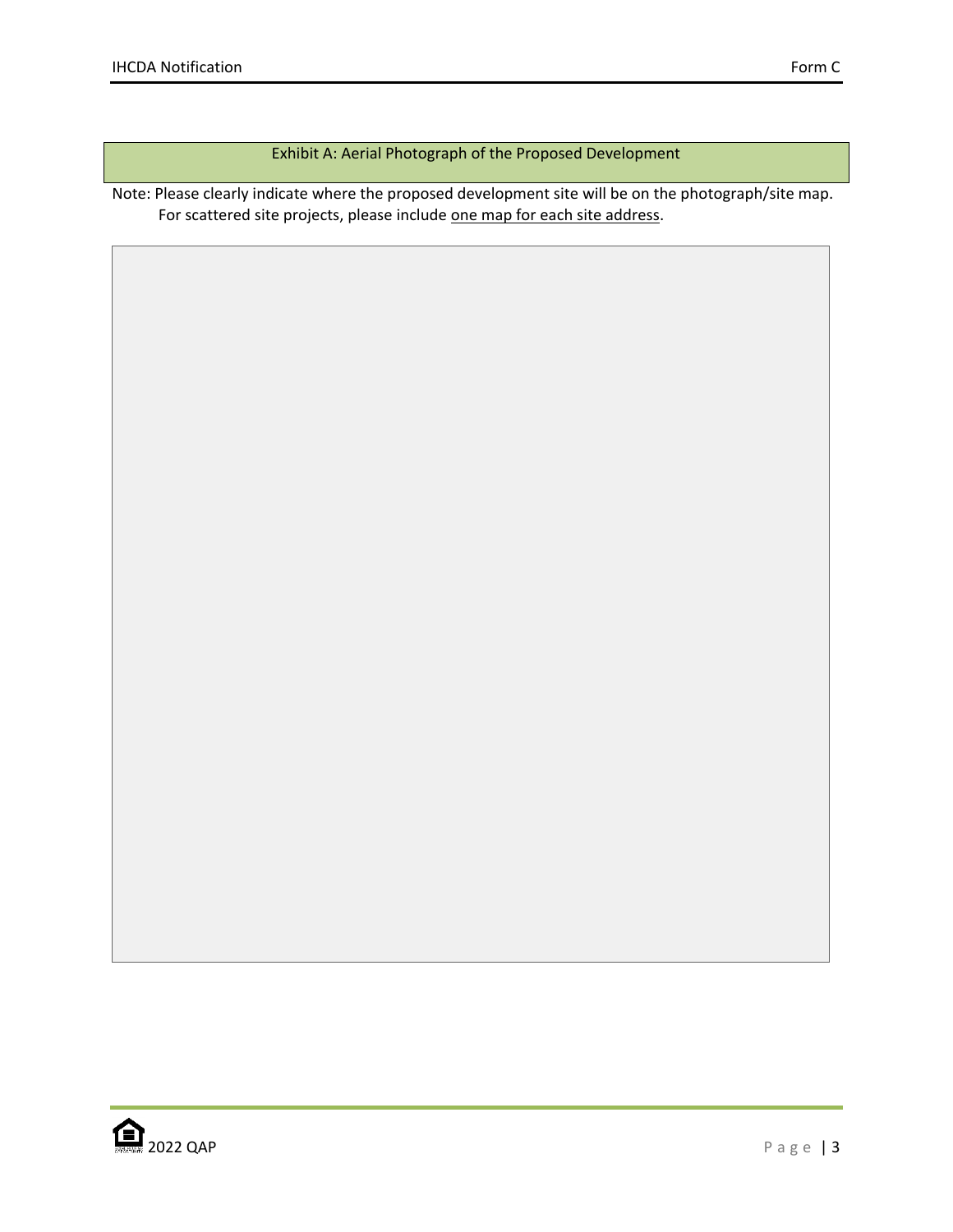## Exhibit A: Aerial Photograph of the Proposed Development

Note: Please clearly indicate where the proposed development site will be on the photograph/site map. For scattered site projects, please include one map for each site address.